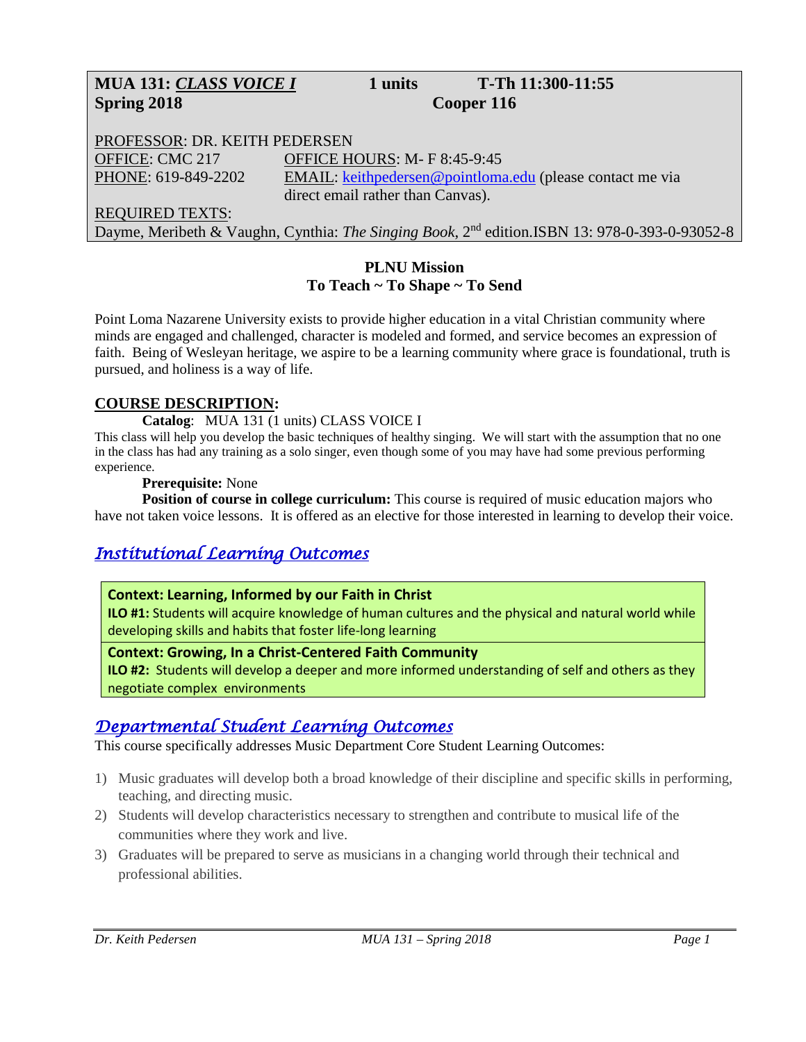**MUA 131: *CLASS VOICE I*** **1 units** **T-Th 11:300-11:55**
**Spring 2018** **Cooper 116**

PROFESSOR: DR. KEITH PEDERSEN
OFFICE: CMC 217 OFFICE HOURS: M- F 8:45-9:45
PHONE: 619-849-2202 EMAIL: keithpedersen@pointloma.edu (please contact me via direct email rather than Canvas).
REQUIRED TEXTS:
Dayme, Meribeth & Vaughn, Cynthia: *The Singing Book*, 2nd edition.ISBN 13: 978-0-393-0-93052-8

**PLNU Mission**
**To Teach ~ To Shape ~ To Send**

Point Loma Nazarene University exists to provide higher education in a vital Christian community where minds are engaged and challenged, character is modeled and formed, and service becomes an expression of faith. Being of Wesleyan heritage, we aspire to be a learning community where grace is foundational, truth is pursued, and holiness is a way of life.

## COURSE DESCRIPTION:

**Catalog**: MUA 131 (1 units) CLASS VOICE I

This class will help you develop the basic techniques of healthy singing. We will start with the assumption that no one in the class has had any training as a solo singer, even though some of you may have had some previous performing experience.

**Prerequisite:** None

**Position of course in college curriculum:** This course is required of music education majors who have not taken voice lessons. It is offered as an elective for those interested in learning to develop their voice.

## *Institutional Learning Outcomes*

**Context: Learning, Informed by our Faith in Christ**
**ILO #1:** Students will acquire knowledge of human cultures and the physical and natural world while developing skills and habits that foster life-long learning

**Context: Growing, In a Christ-Centered Faith Community**
**ILO #2:** Students will develop a deeper and more informed understanding of self and others as they negotiate complex environments

## *Departmental Student Learning Outcomes*

This course specifically addresses Music Department Core Student Learning Outcomes:

1) Music graduates will develop both a broad knowledge of their discipline and specific skills in performing, teaching, and directing music.
2) Students will develop characteristics necessary to strengthen and contribute to musical life of the communities where they work and live.
3) Graduates will be prepared to serve as musicians in a changing world through their technical and professional abilities.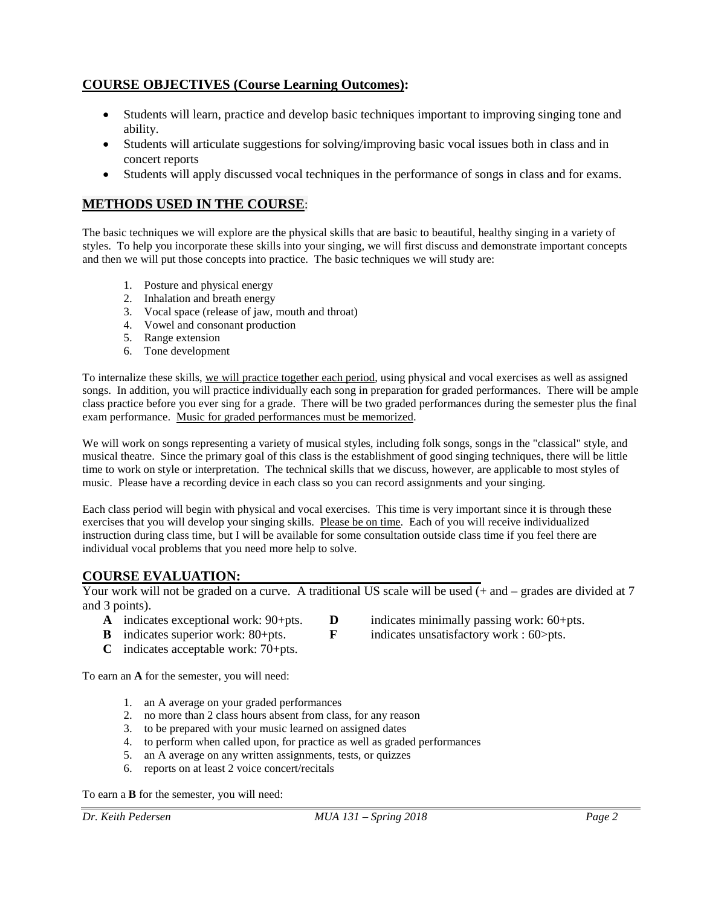## COURSE OBJECTIVES (Course Learning Outcomes):

- Students will learn, practice and develop basic techniques important to improving singing tone and ability.
- Students will articulate suggestions for solving/improving basic vocal issues both in class and in concert reports
- Students will apply discussed vocal techniques in the performance of songs in class and for exams.

## METHODS USED IN THE COURSE:

The basic techniques we will explore are the physical skills that are basic to beautiful, healthy singing in a variety of styles. To help you incorporate these skills into your singing, we will first discuss and demonstrate important concepts and then we will put those concepts into practice. The basic techniques we will study are:

1. Posture and physical energy
2. Inhalation and breath energy
3. Vocal space (release of jaw, mouth and throat)
4. Vowel and consonant production
5. Range extension
6. Tone development

To internalize these skills, we will practice together each period, using physical and vocal exercises as well as assigned songs. In addition, you will practice individually each song in preparation for graded performances. There will be ample class practice before you ever sing for a grade. There will be two graded performances during the semester plus the final exam performance. Music for graded performances must be memorized.

We will work on songs representing a variety of musical styles, including folk songs, songs in the "classical" style, and musical theatre. Since the primary goal of this class is the establishment of good singing techniques, there will be little time to work on style or interpretation. The technical skills that we discuss, however, are applicable to most styles of music. Please have a recording device in each class so you can record assignments and your singing.

Each class period will begin with physical and vocal exercises. This time is very important since it is through these exercises that you will develop your singing skills. Please be on time. Each of you will receive individualized instruction during class time, but I will be available for some consultation outside class time if you feel there are individual vocal problems that you need more help to solve.

## COURSE EVALUATION:

Your work will not be graded on a curve. A traditional US scale will be used (+ and – grades are divided at 7 and 3 points).

- **A** indicates exceptional work: 90+pts.
- **B** indicates superior work: 80+pts.
- **C** indicates acceptable work: 70+pts.
- **D** indicates minimally passing work: 60+pts.
- **F** indicates unsatisfactory work : 60>pts.

To earn an **A** for the semester, you will need:

1. an A average on your graded performances
2. no more than 2 class hours absent from class, for any reason
3. to be prepared with your music learned on assigned dates
4. to perform when called upon, for practice as well as graded performances
5. an A average on any written assignments, tests, or quizzes
6. reports on at least 2 voice concert/recitals

To earn a **B** for the semester, you will need: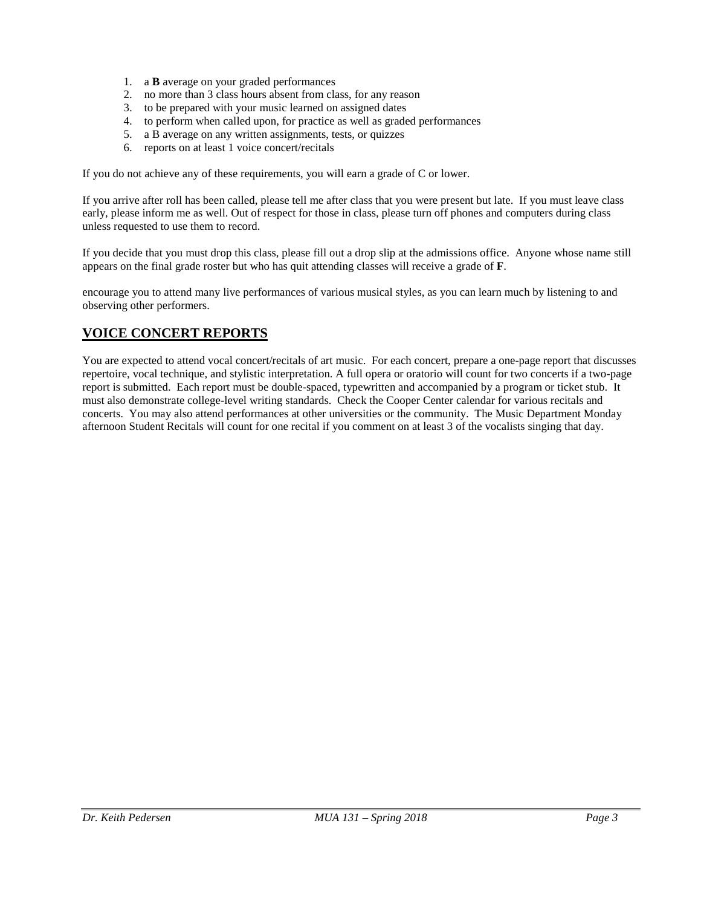1. a **B** average on your graded performances
2. no more than 3 class hours absent from class, for any reason
3. to be prepared with your music learned on assigned dates
4. to perform when called upon, for practice as well as graded performances
5. a B average on any written assignments, tests, or quizzes
6. reports on at least 1 voice concert/recitals

If you do not achieve any of these requirements, you will earn a grade of C or lower.

If you arrive after roll has been called, please tell me after class that you were present but late. If you must leave class early, please inform me as well. Out of respect for those in class, please turn off phones and computers during class unless requested to use them to record.

If you decide that you must drop this class, please fill out a drop slip at the admissions office. Anyone whose name still appears on the final grade roster but who has quit attending classes will receive a grade of **F**.

encourage you to attend many live performances of various musical styles, as you can learn much by listening to and observing other performers.

## VOICE CONCERT REPORTS

You are expected to attend vocal concert/recitals of art music. For each concert, prepare a one-page report that discusses repertoire, vocal technique, and stylistic interpretation. A full opera or oratorio will count for two concerts if a two-page report is submitted. Each report must be double-spaced, typewritten and accompanied by a program or ticket stub. It must also demonstrate college-level writing standards. Check the Cooper Center calendar for various recitals and concerts. You may also attend performances at other universities or the community. The Music Department Monday afternoon Student Recitals will count for one recital if you comment on at least 3 of the vocalists singing that day.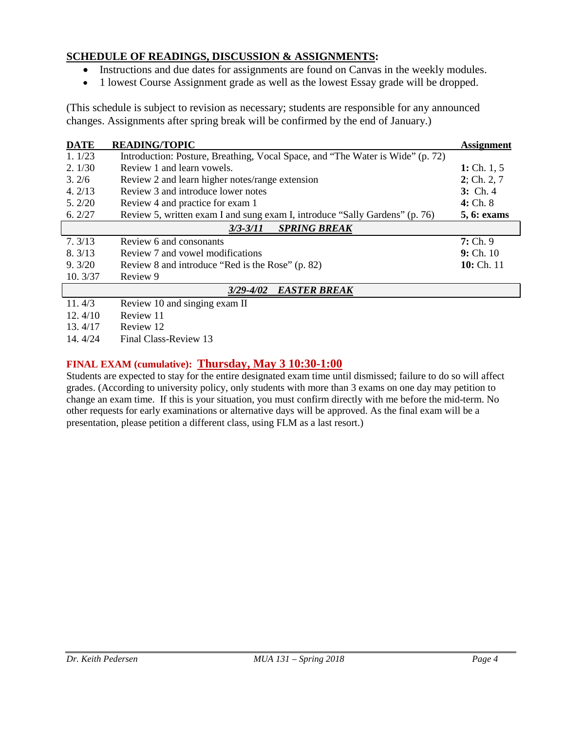## SCHEDULE OF READINGS, DISCUSSION & ASSIGNMENTS:

- Instructions and due dates for assignments are found on Canvas in the weekly modules.
- 1 lowest Course Assignment grade as well as the lowest Essay grade will be dropped.

(This schedule is subject to revision as necessary; students are responsible for any announced changes. Assignments after spring break will be confirmed by the end of January.)

| DATE | READING/TOPIC | Assignment |
|---|---|---|
| 1. 1/23 | Introduction: Posture, Breathing, Vocal Space, and "The Water is Wide" (p. 72) | |
| 2. 1/30 | Review 1 and learn vowels. | **1:** Ch. 1, 5 |
| 3. 2/6 | Review 2 and learn higher notes/range extension | **2**; Ch. 2, 7 |
| 4. 2/13 | Review 3 and introduce lower notes | **3:** Ch. 4 |
| 5. 2/20 | Review 4 and practice for exam 1 | **4:** Ch. 8 |
| 6. 2/27 | Review 5, written exam I and sung exam I, introduce "Sally Gardens" (p. 76) | **5, 6: exams** |
| | ***3/3-3/11 SPRING BREAK*** | |
| 7. 3/13 | Review 6 and consonants | **7:** Ch. 9 |
| 8. 3/13 | Review 7 and vowel modifications | **9:** Ch. 10 |
| 9. 3/20 | Review 8 and introduce "Red is the Rose" (p. 82) | **10:** Ch. 11 |
| 10. 3/37 | Review 9 | |
| | ***3/29-4/02 EASTER BREAK*** | |
| 11. 4/3 | Review 10 and singing exam II | |
| 12. 4/10 | Review 11 | |
| 13. 4/17 | Review 12 | |
| 14. 4/24 | Final Class-Review 13 | |

**FINAL EXAM (cumulative): Thursday, May 3 10:30-1:00**

Students are expected to stay for the entire designated exam time until dismissed; failure to do so will affect grades. (According to university policy, only students with more than 3 exams on one day may petition to change an exam time. If this is your situation, you must confirm directly with me before the mid-term. No other requests for early examinations or alternative days will be approved. As the final exam will be a presentation, please petition a different class, using FLM as a last resort.)